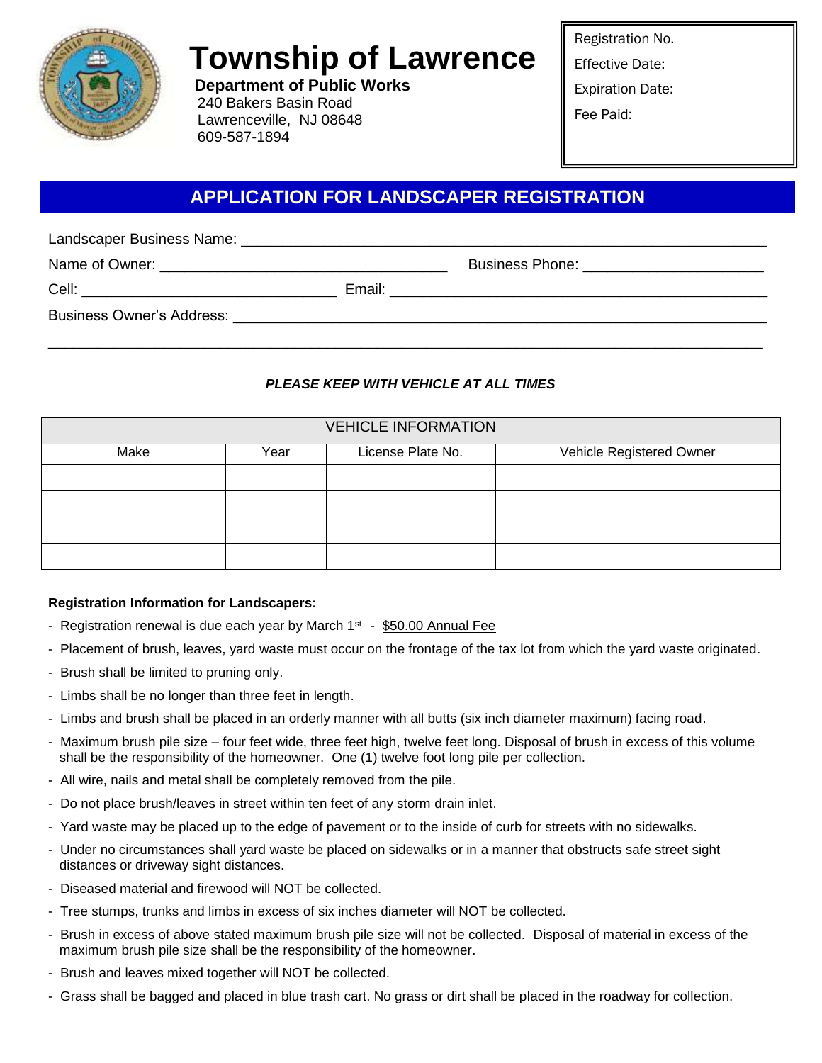# Township of Lawrence

**Department of Public Works**
240 Bakers Basin Road
Lawrenceville, NJ 08648
609-587-1894

Registration No.
Effective Date:
Expiration Date:
Fee Paid:

## APPLICATION FOR LANDSCAPER REGISTRATION

Landscaper Business Name: ___________________________________________________________________

Name of Owner: ____________________________________ Business Phone: ______________________

Cell: _______________________________ Email: _____________________________________________

Business Owner's Address: ______________________________________________________________

_______________________________________________________________________________________

***PLEASE KEEP WITH VEHICLE AT ALL TIMES***

| VEHICLE INFORMATION | | | |
|---|---|---|---|
| Make | Year | License Plate No. | Vehicle Registered Owner |
| | | | |
| | | | |
| | | | |
| | | | |

**Registration Information for Landscapers:**

- Registration renewal is due each year by March 1st - $50.00 Annual Fee
- Placement of brush, leaves, yard waste must occur on the frontage of the tax lot from which the yard waste originated.
- Brush shall be limited to pruning only.
- Limbs shall be no longer than three feet in length.
- Limbs and brush shall be placed in an orderly manner with all butts (six inch diameter maximum) facing road.
- Maximum brush pile size – four feet wide, three feet high, twelve feet long. Disposal of brush in excess of this volume shall be the responsibility of the homeowner. One (1) twelve foot long pile per collection.
- All wire, nails and metal shall be completely removed from the pile.
- Do not place brush/leaves in street within ten feet of any storm drain inlet.
- Yard waste may be placed up to the edge of pavement or to the inside of curb for streets with no sidewalks.
- Under no circumstances shall yard waste be placed on sidewalks or in a manner that obstructs safe street sight distances or driveway sight distances.
- Diseased material and firewood will NOT be collected.
- Tree stumps, trunks and limbs in excess of six inches diameter will NOT be collected.
- Brush in excess of above stated maximum brush pile size will not be collected. Disposal of material in excess of the maximum brush pile size shall be the responsibility of the homeowner.
- Brush and leaves mixed together will NOT be collected.
- Grass shall be bagged and placed in blue trash cart. No grass or dirt shall be placed in the roadway for collection.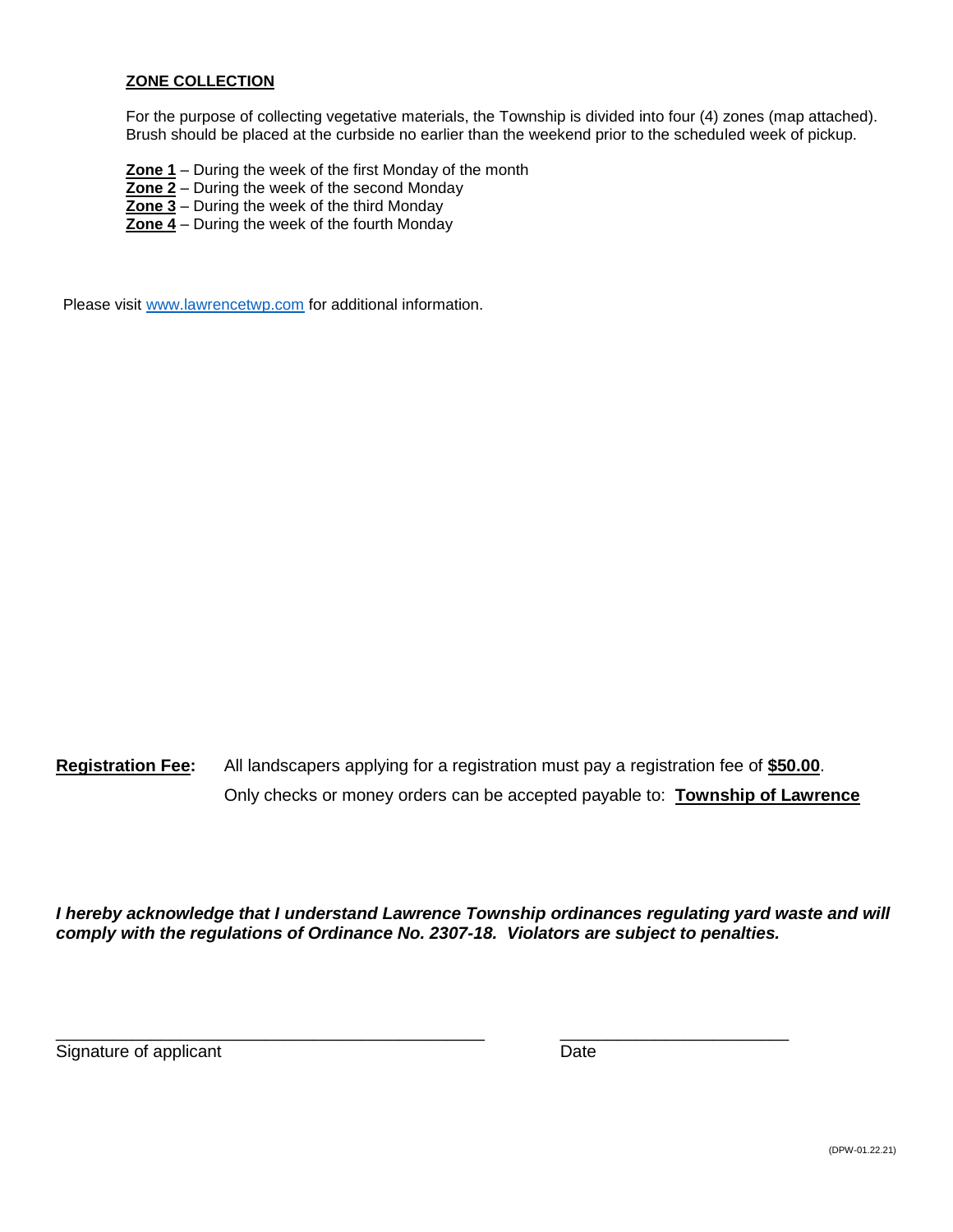**<u>ZONE COLLECTION</u>**

For the purpose of collecting vegetative materials, the Township is divided into four (4) zones (map attached). Brush should be placed at the curbside no earlier than the weekend prior to the scheduled week of pickup.

**<u>Zone 1</u>** – During the week of the first Monday of the month
**<u>Zone 2</u>** – During the week of the second Monday
**<u>Zone 3</u>** – During the week of the third Monday
**<u>Zone 4</u>** – During the week of the fourth Monday

Please visit [www.lawrencetwp.com](http://www.lawrencetwp.com) for additional information.

**<u>Registration Fee</u>:** All landscapers applying for a registration must pay a registration fee of **<u>$50.00</u>**.
Only checks or money orders can be accepted payable to: **<u>Township of Lawrence</u>**

***I hereby acknowledge that I understand Lawrence Township ordinances regulating yard waste and will comply with the regulations of Ordinance No. 2307-18. Violators are subject to penalties.***

\_\_\_\_\_\_\_\_\_\_\_\_\_\_\_\_\_\_\_\_\_\_\_\_\_\_\_\_\_\_\_\_\_\_\_\_\_\_\_\_\_\_\_\_ \_\_\_\_\_\_\_\_\_\_\_\_\_\_\_\_\_\_\_\_\_\_\_\_
Signature of applicant Date

(DPW-01.22.21)